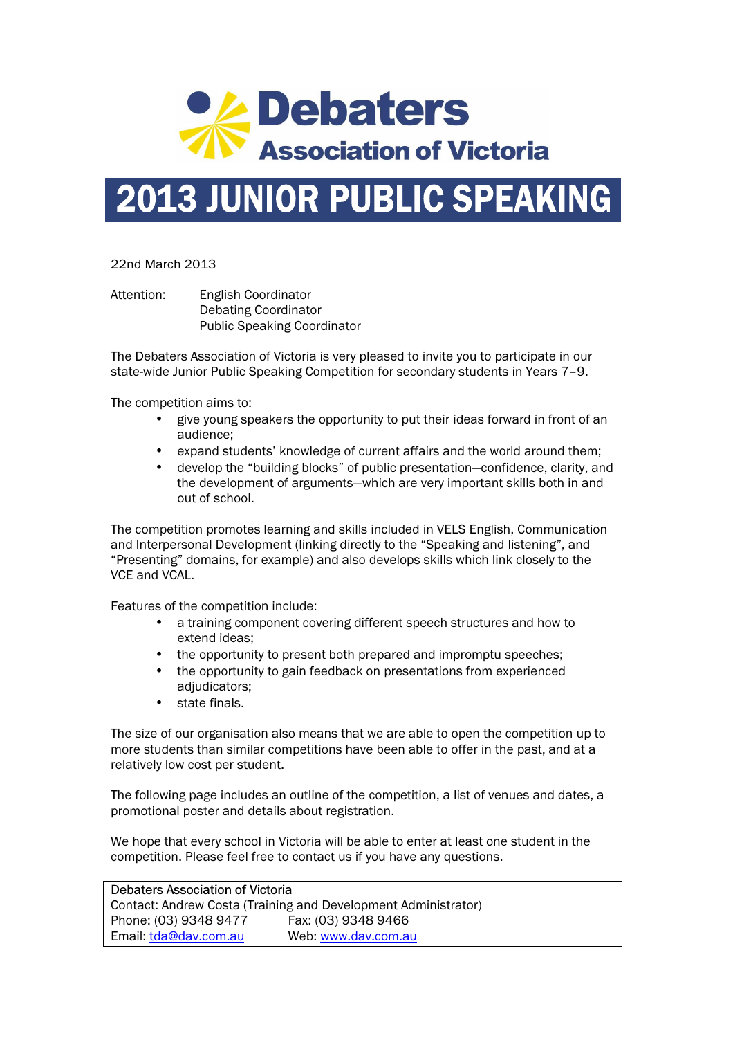# Debaters Association of Victoria

# 2013 JUNIOR PUBLIC SPEAKING

22nd March 2013

Attention: English Coordinator
Debating Coordinator
Public Speaking Coordinator

The Debaters Association of Victoria is very pleased to invite you to participate in our state-wide Junior Public Speaking Competition for secondary students in Years 7–9.

The competition aims to:

- give young speakers the opportunity to put their ideas forward in front of an audience;
- expand students' knowledge of current affairs and the world around them;
- develop the "building blocks" of public presentation—confidence, clarity, and the development of arguments—which are very important skills both in and out of school.

The competition promotes learning and skills included in VELS English, Communication and Interpersonal Development (linking directly to the "Speaking and listening", and "Presenting" domains, for example) and also develops skills which link closely to the VCE and VCAL.

Features of the competition include:

- a training component covering different speech structures and how to extend ideas;
- the opportunity to present both prepared and impromptu speeches;
- the opportunity to gain feedback on presentations from experienced adjudicators;
- state finals.

The size of our organisation also means that we are able to open the competition up to more students than similar competitions have been able to offer in the past, and at a relatively low cost per student.

The following page includes an outline of the competition, a list of venues and dates, a promotional poster and details about registration.

We hope that every school in Victoria will be able to enter at least one student in the competition. Please feel free to contact us if you have any questions.

Debaters Association of Victoria
Contact: Andrew Costa (Training and Development Administrator)
Phone: (03) 9348 9477 Fax: (03) 9348 9466
Email: tda@dav.com.au Web: www.dav.com.au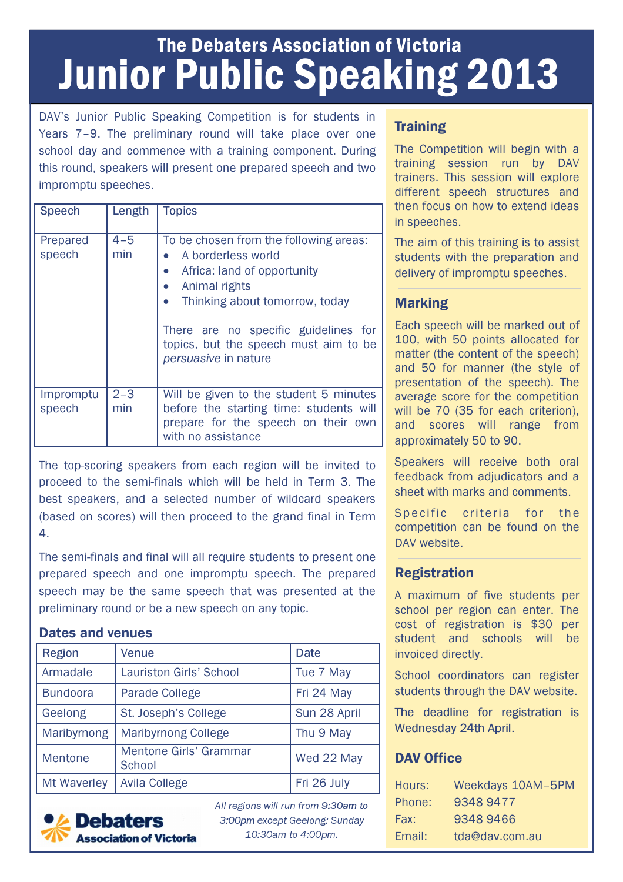# The Debaters Association of Victoria

# Junior Public Speaking 2013

DAV's Junior Public Speaking Competition is for students in Years 7–9. The preliminary round will take place over one school day and commence with a training component. During this round, speakers will present one prepared speech and two impromptu speeches.

| Speech | Length | Topics |
| --- | --- | --- |
| Prepared speech | 4–5 min | To be chosen from the following areas:<br>• A borderless world<br>• Africa: land of opportunity<br>• Animal rights<br>• Thinking about tomorrow, today<br><br>There are no specific guidelines for topics, but the speech must aim to be *persuasive* in nature |
| Impromptu speech | 2–3 min | Will be given to the student 5 minutes before the starting time: students will prepare for the speech on their own with no assistance |

The top-scoring speakers from each region will be invited to proceed to the semi-finals which will be held in Term 3. The best speakers, and a selected number of wildcard speakers (based on scores) will then proceed to the grand final in Term 4.

The semi-finals and final will all require students to present one prepared speech and one impromptu speech. The prepared speech may be the same speech that was presented at the preliminary round or be a new speech on any topic.

### Dates and venues

| Region | Venue | Date |
| --- | --- | --- |
| Armadale | Lauriston Girls' School | Tue 7 May |
| Bundoora | Parade College | Fri 24 May |
| Geelong | St. Joseph's College | Sun 28 April |
| Maribyrnong | Maribyrnong College | Thu 9 May |
| Mentone | Mentone Girls' Grammar School | Wed 22 May |
| Mt Waverley | Avila College | Fri 26 July |

*All regions will run from 9:30am to 3:00pm except Geelong: Sunday 10:30am to 4:00pm.*

Debaters Association of Victoria

## Training

The Competition will begin with a training session run by DAV trainers. This session will explore different speech structures and then focus on how to extend ideas in speeches.

The aim of this training is to assist students with the preparation and delivery of impromptu speeches.

## Marking

Each speech will be marked out of 100, with 50 points allocated for matter (the content of the speech) and 50 for manner (the style of presentation of the speech). The average score for the competition will be 70 (35 for each criterion), and scores will range from approximately 50 to 90.

Speakers will receive both oral feedback from adjudicators and a sheet with marks and comments.

Specific criteria for the competition can be found on the DAV website.

## Registration

A maximum of five students per school per region can enter. The cost of registration is $30 per student and schools will be invoiced directly.

School coordinators can register students through the DAV website.

The deadline for registration is Wednesday 24th April.

## DAV Office

| | |
| --- | --- |
| Hours: | Weekdays 10AM–5PM |
| Phone: | 9348 9477 |
| Fax: | 9348 9466 |
| Email: | tda@dav.com.au |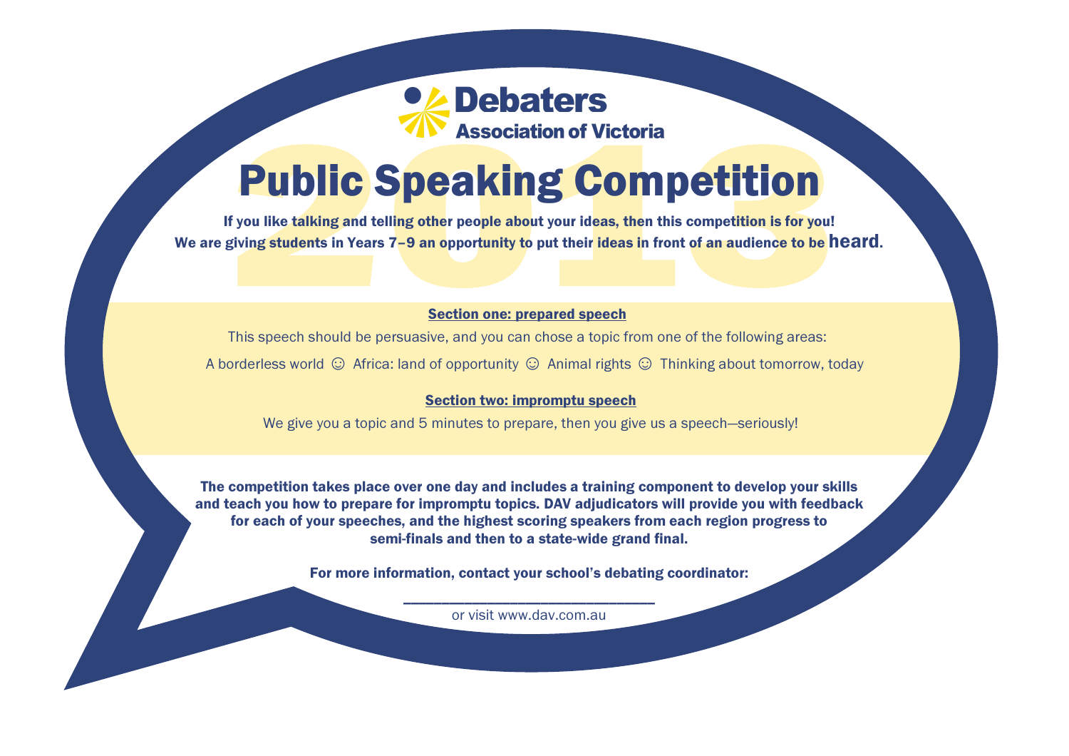Debaters Association of Victoria

2013

# Public Speaking Competition

**If you like talking and telling other people about your ideas, then this competition is for you!**
**We are giving students in Years 7–9 an opportunity to put their ideas in front of an audience to be heard.**

**Section one: prepared speech**

This speech should be persuasive, and you can chose a topic from one of the following areas:

A borderless world ☺ Africa: land of opportunity ☺ Animal rights ☺ Thinking about tomorrow, today

**Section two: impromptu speech**

We give you a topic and 5 minutes to prepare, then you give us a speech—seriously!

**The competition takes place over one day and includes a training component to develop your skills and teach you how to prepare for impromptu topics. DAV adjudicators will provide you with feedback for each of your speeches, and the highest scoring speakers from each region progress to semi-finals and then to a state-wide grand final.**

**For more information, contact your school's debating coordinator:**

______________________________

or visit www.dav.com.au